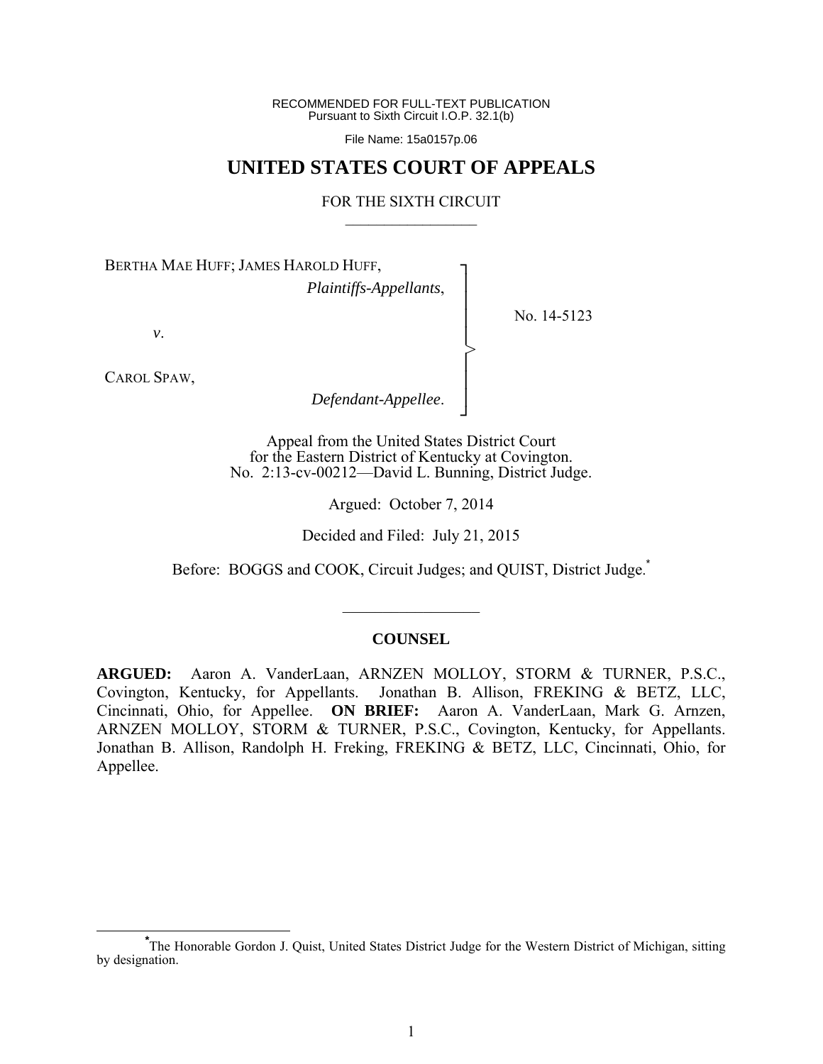RECOMMENDED FOR FULL-TEXT PUBLICATION
Pursuant to Sixth Circuit I.O.P. 32.1(b)

File Name: 15a0157p.06

# UNITED STATES COURT OF APPEALS

FOR THE SIXTH CIRCUIT

BERTHA MAE HUFF; JAMES HAROLD HUFF,
*Plaintiffs-Appellants*,

*v*.

CAROL SPAW,
*Defendant-Appellee*.

No. 14-5123

Appeal from the United States District Court
for the Eastern District of Kentucky at Covington.
No. 2:13-cv-00212—David L. Bunning, District Judge.

Argued: October 7, 2014

Decided and Filed: July 21, 2015

Before: BOGGS and COOK, Circuit Judges; and QUIST, District Judge.[*]

## COUNSEL

**ARGUED:** Aaron A. VanderLaan, ARNZEN MOLLOY, STORM & TURNER, P.S.C., Covington, Kentucky, for Appellants. Jonathan B. Allison, FREKING & BETZ, LLC, Cincinnati, Ohio, for Appellee. **ON BRIEF:** Aaron A. VanderLaan, Mark G. Arnzen, ARNZEN MOLLOY, STORM & TURNER, P.S.C., Covington, Kentucky, for Appellants. Jonathan B. Allison, Randolph H. Freking, FREKING & BETZ, LLC, Cincinnati, Ohio, for Appellee.

[*] The Honorable Gordon J. Quist, United States District Judge for the Western District of Michigan, sitting by designation.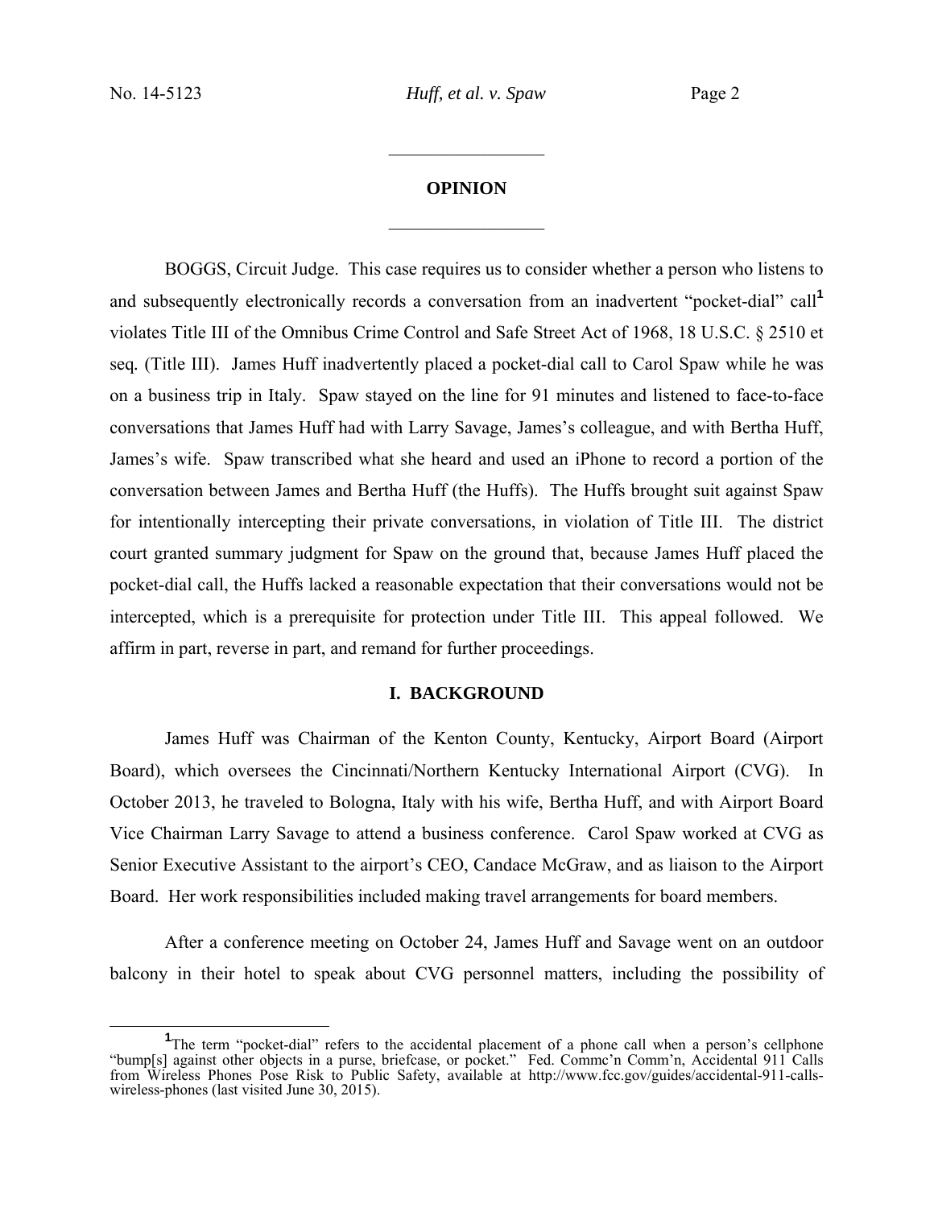## OPINION

BOGGS, Circuit Judge. This case requires us to consider whether a person who listens to and subsequently electronically records a conversation from an inadvertent "pocket-dial" call[1] violates Title III of the Omnibus Crime Control and Safe Street Act of 1968, 18 U.S.C. § 2510 et seq. (Title III). James Huff inadvertently placed a pocket-dial call to Carol Spaw while he was on a business trip in Italy. Spaw stayed on the line for 91 minutes and listened to face-to-face conversations that James Huff had with Larry Savage, James's colleague, and with Bertha Huff, James's wife. Spaw transcribed what she heard and used an iPhone to record a portion of the conversation between James and Bertha Huff (the Huffs). The Huffs brought suit against Spaw for intentionally intercepting their private conversations, in violation of Title III. The district court granted summary judgment for Spaw on the ground that, because James Huff placed the pocket-dial call, the Huffs lacked a reasonable expectation that their conversations would not be intercepted, which is a prerequisite for protection under Title III. This appeal followed. We affirm in part, reverse in part, and remand for further proceedings.

### I. BACKGROUND

James Huff was Chairman of the Kenton County, Kentucky, Airport Board (Airport Board), which oversees the Cincinnati/Northern Kentucky International Airport (CVG). In October 2013, he traveled to Bologna, Italy with his wife, Bertha Huff, and with Airport Board Vice Chairman Larry Savage to attend a business conference. Carol Spaw worked at CVG as Senior Executive Assistant to the airport's CEO, Candace McGraw, and as liaison to the Airport Board. Her work responsibilities included making travel arrangements for board members.

After a conference meeting on October 24, James Huff and Savage went on an outdoor balcony in their hotel to speak about CVG personnel matters, including the possibility of

[1] The term "pocket-dial" refers to the accidental placement of a phone call when a person's cellphone "bump[s] against other objects in a purse, briefcase, or pocket." Fed. Commc'n Comm'n, Accidental 911 Calls from Wireless Phones Pose Risk to Public Safety, available at http://www.fcc.gov/guides/accidental-911-calls-wireless-phones (last visited June 30, 2015).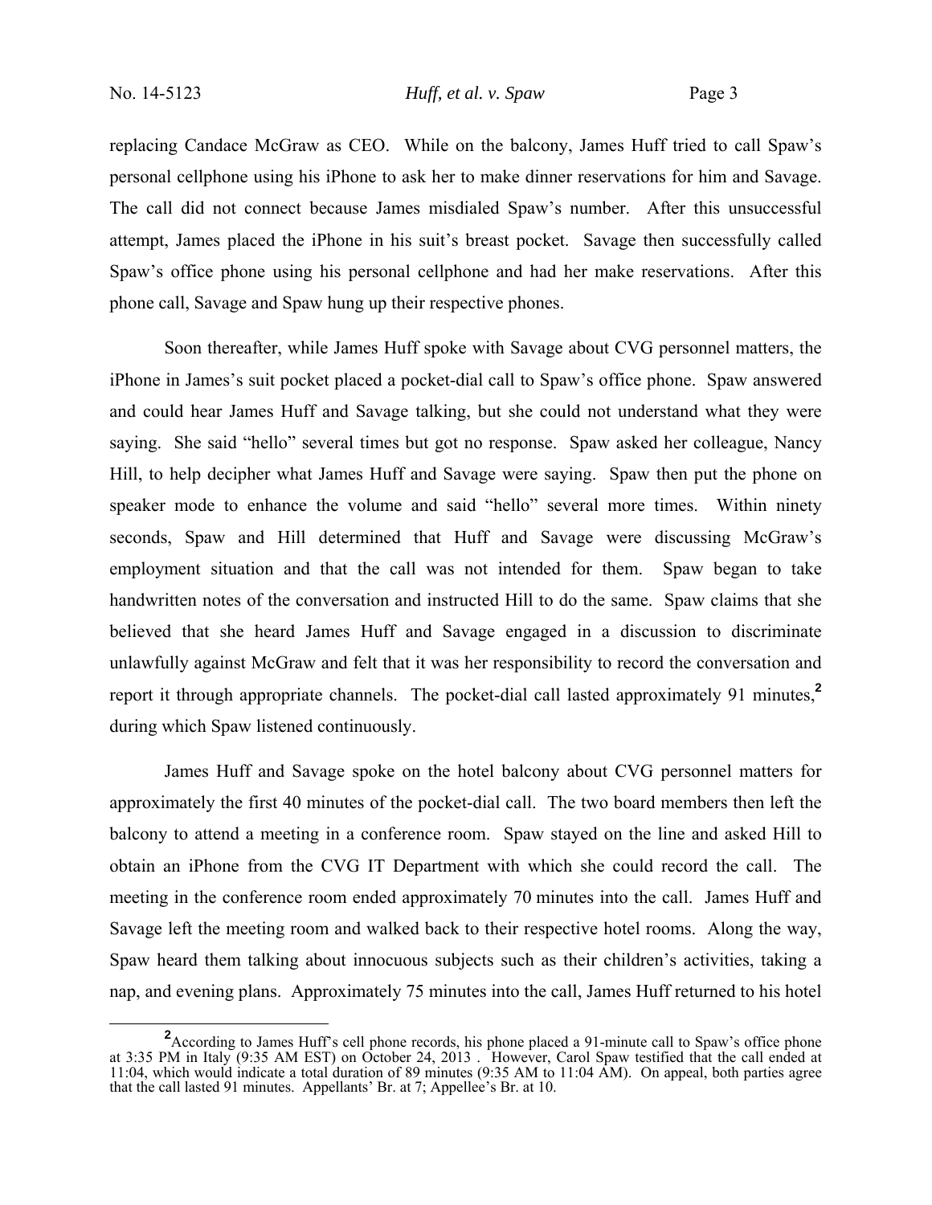replacing Candace McGraw as CEO. While on the balcony, James Huff tried to call Spaw's personal cellphone using his iPhone to ask her to make dinner reservations for him and Savage. The call did not connect because James misdialed Spaw's number. After this unsuccessful attempt, James placed the iPhone in his suit's breast pocket. Savage then successfully called Spaw's office phone using his personal cellphone and had her make reservations. After this phone call, Savage and Spaw hung up their respective phones.

Soon thereafter, while James Huff spoke with Savage about CVG personnel matters, the iPhone in James's suit pocket placed a pocket-dial call to Spaw's office phone. Spaw answered and could hear James Huff and Savage talking, but she could not understand what they were saying. She said "hello" several times but got no response. Spaw asked her colleague, Nancy Hill, to help decipher what James Huff and Savage were saying. Spaw then put the phone on speaker mode to enhance the volume and said "hello" several more times. Within ninety seconds, Spaw and Hill determined that Huff and Savage were discussing McGraw's employment situation and that the call was not intended for them. Spaw began to take handwritten notes of the conversation and instructed Hill to do the same. Spaw claims that she believed that she heard James Huff and Savage engaged in a discussion to discriminate unlawfully against McGraw and felt that it was her responsibility to record the conversation and report it through appropriate channels. The pocket-dial call lasted approximately 91 minutes,[2] during which Spaw listened continuously.

James Huff and Savage spoke on the hotel balcony about CVG personnel matters for approximately the first 40 minutes of the pocket-dial call. The two board members then left the balcony to attend a meeting in a conference room. Spaw stayed on the line and asked Hill to obtain an iPhone from the CVG IT Department with which she could record the call. The meeting in the conference room ended approximately 70 minutes into the call. James Huff and Savage left the meeting room and walked back to their respective hotel rooms. Along the way, Spaw heard them talking about innocuous subjects such as their children's activities, taking a nap, and evening plans. Approximately 75 minutes into the call, James Huff returned to his hotel

[2] According to James Huff's cell phone records, his phone placed a 91-minute call to Spaw's office phone at 3:35 PM in Italy (9:35 AM EST) on October 24, 2013 . However, Carol Spaw testified that the call ended at 11:04, which would indicate a total duration of 89 minutes (9:35 AM to 11:04 AM). On appeal, both parties agree that the call lasted 91 minutes. Appellants' Br. at 7; Appellee's Br. at 10.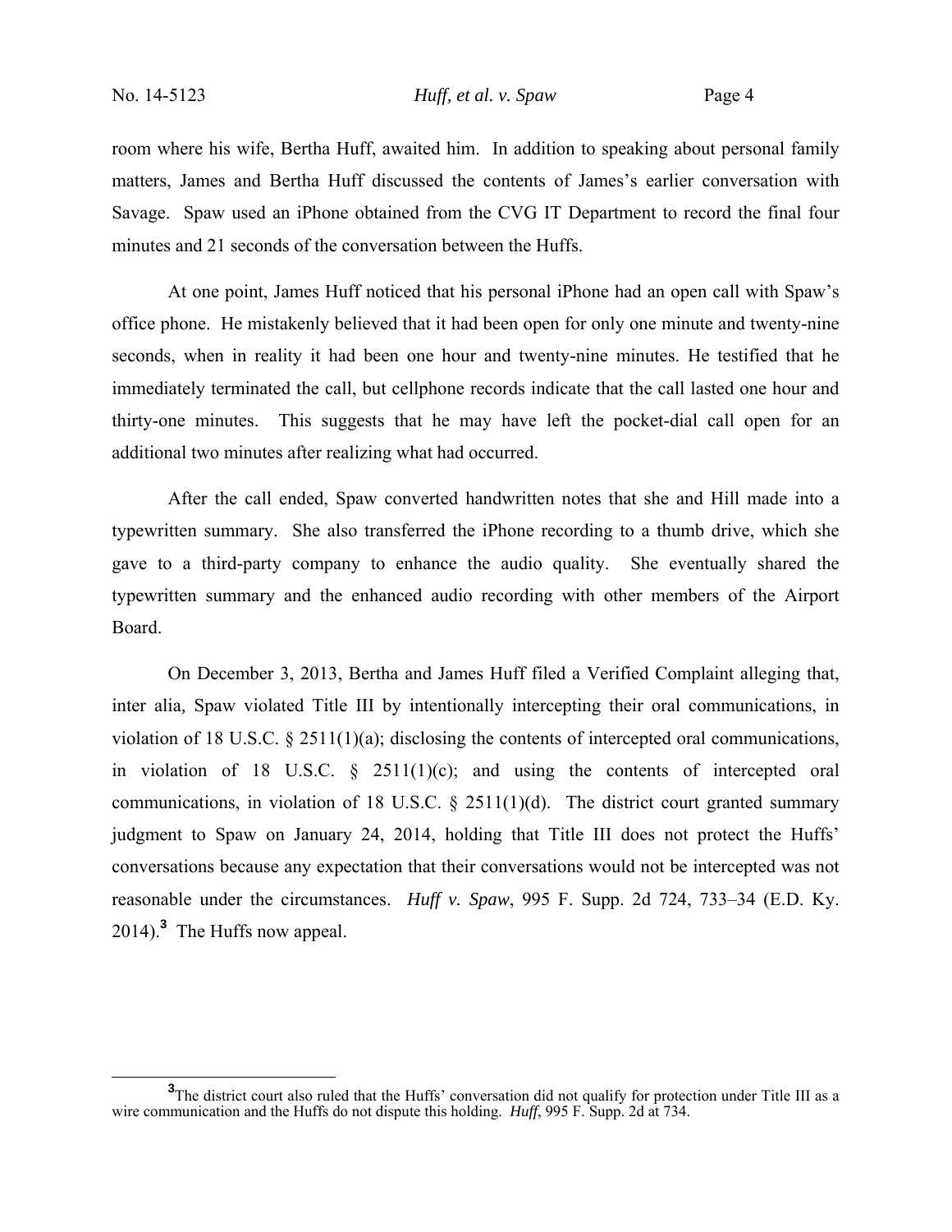room where his wife, Bertha Huff, awaited him. In addition to speaking about personal family matters, James and Bertha Huff discussed the contents of James's earlier conversation with Savage. Spaw used an iPhone obtained from the CVG IT Department to record the final four minutes and 21 seconds of the conversation between the Huffs.

At one point, James Huff noticed that his personal iPhone had an open call with Spaw's office phone. He mistakenly believed that it had been open for only one minute and twenty-nine seconds, when in reality it had been one hour and twenty-nine minutes. He testified that he immediately terminated the call, but cellphone records indicate that the call lasted one hour and thirty-one minutes. This suggests that he may have left the pocket-dial call open for an additional two minutes after realizing what had occurred.

After the call ended, Spaw converted handwritten notes that she and Hill made into a typewritten summary. She also transferred the iPhone recording to a thumb drive, which she gave to a third-party company to enhance the audio quality. She eventually shared the typewritten summary and the enhanced audio recording with other members of the Airport Board.

On December 3, 2013, Bertha and James Huff filed a Verified Complaint alleging that, inter alia*,* Spaw violated Title III by intentionally intercepting their oral communications, in violation of 18 U.S.C. § 2511(1)(a); disclosing the contents of intercepted oral communications, in violation of 18 U.S.C. § 2511(1)(c); and using the contents of intercepted oral communications, in violation of 18 U.S.C. § 2511(1)(d). The district court granted summary judgment to Spaw on January 24, 2014, holding that Title III does not protect the Huffs' conversations because any expectation that their conversations would not be intercepted was not reasonable under the circumstances. *Huff v. Spaw*, 995 F. Supp. 2d 724, 733–34 (E.D. Ky. 2014).[3] The Huffs now appeal.

---

[3] The district court also ruled that the Huffs' conversation did not qualify for protection under Title III as a wire communication and the Huffs do not dispute this holding. *Huff*, 995 F. Supp. 2d at 734.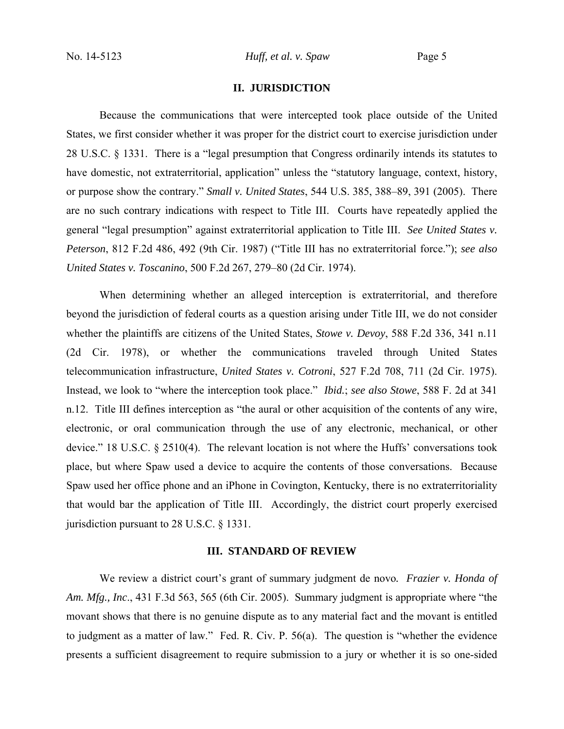## II. JURISDICTION

Because the communications that were intercepted took place outside of the United States, we first consider whether it was proper for the district court to exercise jurisdiction under 28 U.S.C. § 1331. There is a "legal presumption that Congress ordinarily intends its statutes to have domestic, not extraterritorial, application" unless the "statutory language, context, history, or purpose show the contrary." *Small v. United States*, 544 U.S. 385, 388–89, 391 (2005). There are no such contrary indications with respect to Title III. Courts have repeatedly applied the general "legal presumption" against extraterritorial application to Title III. *See United States v. Peterson*, 812 F.2d 486, 492 (9th Cir. 1987) ("Title III has no extraterritorial force."); *see also United States v. Toscanino*, 500 F.2d 267, 279–80 (2d Cir. 1974).

When determining whether an alleged interception is extraterritorial, and therefore beyond the jurisdiction of federal courts as a question arising under Title III, we do not consider whether the plaintiffs are citizens of the United States, *Stowe v. Devoy*, 588 F.2d 336, 341 n.11 (2d Cir. 1978), or whether the communications traveled through United States telecommunication infrastructure, *United States v. Cotroni*, 527 F.2d 708, 711 (2d Cir. 1975). Instead, we look to "where the interception took place." *Ibid.*; *see also Stowe*, 588 F. 2d at 341 n.12. Title III defines interception as "the aural or other acquisition of the contents of any wire, electronic, or oral communication through the use of any electronic, mechanical, or other device." 18 U.S.C. § 2510(4). The relevant location is not where the Huffs' conversations took place, but where Spaw used a device to acquire the contents of those conversations. Because Spaw used her office phone and an iPhone in Covington, Kentucky, there is no extraterritoriality that would bar the application of Title III. Accordingly, the district court properly exercised jurisdiction pursuant to 28 U.S.C. § 1331.

## III. STANDARD OF REVIEW

We review a district court's grant of summary judgment de novo. *Frazier v. Honda of Am. Mfg., Inc*., 431 F.3d 563, 565 (6th Cir. 2005). Summary judgment is appropriate where "the movant shows that there is no genuine dispute as to any material fact and the movant is entitled to judgment as a matter of law." Fed. R. Civ. P. 56(a). The question is "whether the evidence presents a sufficient disagreement to require submission to a jury or whether it is so one-sided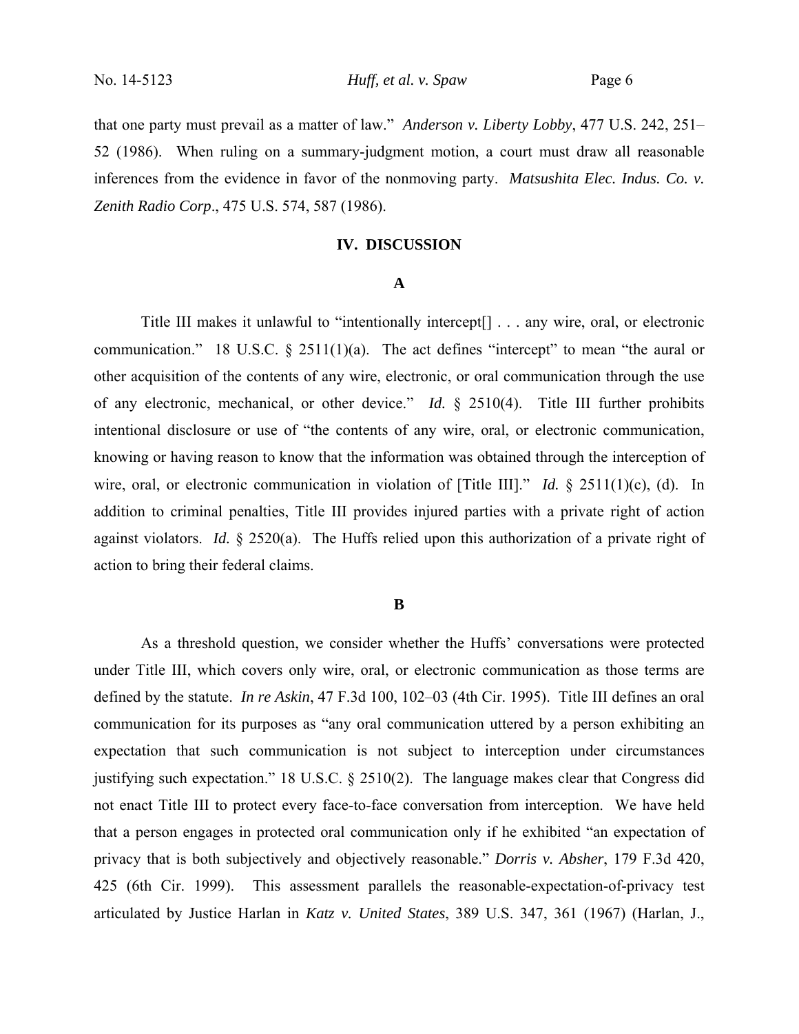that one party must prevail as a matter of law." *Anderson v. Liberty Lobby*, 477 U.S. 242, 251–52 (1986). When ruling on a summary-judgment motion, a court must draw all reasonable inferences from the evidence in favor of the nonmoving party. *Matsushita Elec. Indus. Co. v. Zenith Radio Corp*., 475 U.S. 574, 587 (1986).

## IV. DISCUSSION

### A

Title III makes it unlawful to "intentionally intercept[] . . . any wire, oral, or electronic communication." 18 U.S.C. § 2511(1)(a). The act defines "intercept" to mean "the aural or other acquisition of the contents of any wire, electronic, or oral communication through the use of any electronic, mechanical, or other device." *Id.* § 2510(4). Title III further prohibits intentional disclosure or use of "the contents of any wire, oral, or electronic communication, knowing or having reason to know that the information was obtained through the interception of wire, oral, or electronic communication in violation of [Title III]." *Id.* § 2511(1)(c), (d). In addition to criminal penalties, Title III provides injured parties with a private right of action against violators. *Id.* § 2520(a). The Huffs relied upon this authorization of a private right of action to bring their federal claims.

### B

As a threshold question, we consider whether the Huffs' conversations were protected under Title III, which covers only wire, oral, or electronic communication as those terms are defined by the statute. *In re Askin*, 47 F.3d 100, 102–03 (4th Cir. 1995). Title III defines an oral communication for its purposes as "any oral communication uttered by a person exhibiting an expectation that such communication is not subject to interception under circumstances justifying such expectation." 18 U.S.C. § 2510(2). The language makes clear that Congress did not enact Title III to protect every face-to-face conversation from interception. We have held that a person engages in protected oral communication only if he exhibited "an expectation of privacy that is both subjectively and objectively reasonable." *Dorris v. Absher*, 179 F.3d 420, 425 (6th Cir. 1999). This assessment parallels the reasonable-expectation-of-privacy test articulated by Justice Harlan in *Katz v. United States*, 389 U.S. 347, 361 (1967) (Harlan, J.,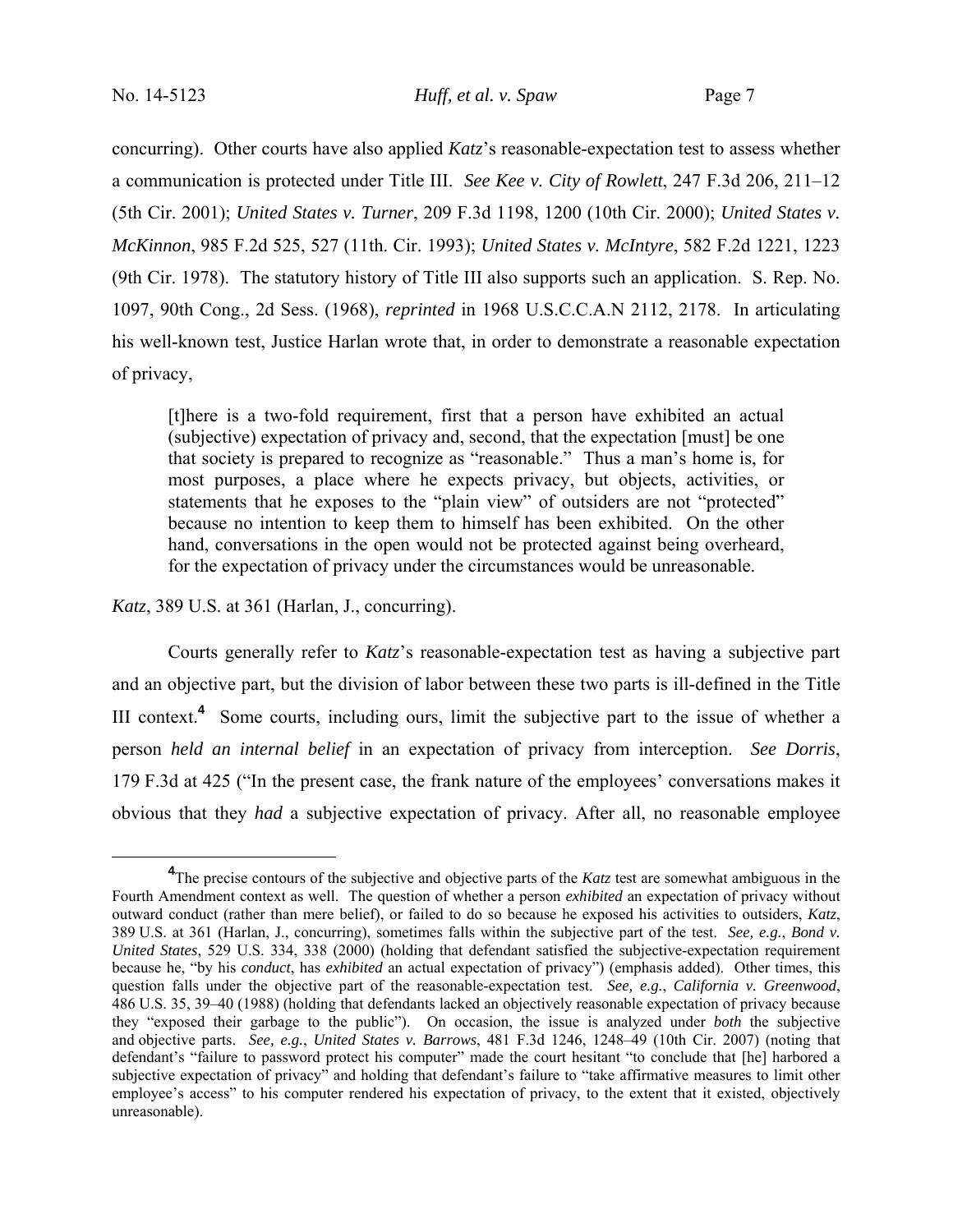concurring). Other courts have also applied *Katz*'s reasonable-expectation test to assess whether a communication is protected under Title III. *See Kee v. City of Rowlett*, 247 F.3d 206, 211–12 (5th Cir. 2001); *United States v. Turner*, 209 F.3d 1198, 1200 (10th Cir. 2000); *United States v. McKinnon*, 985 F.2d 525, 527 (11th. Cir. 1993); *United States v. McIntyre*, 582 F.2d 1221, 1223 (9th Cir. 1978). The statutory history of Title III also supports such an application. S. Rep. No. 1097, 90th Cong., 2d Sess. (1968), *reprinted* in 1968 U.S.C.C.A.N 2112, 2178. In articulating his well-known test, Justice Harlan wrote that, in order to demonstrate a reasonable expectation of privacy,

> [t]here is a two-fold requirement, first that a person have exhibited an actual (subjective) expectation of privacy and, second, that the expectation [must] be one that society is prepared to recognize as "reasonable." Thus a man's home is, for most purposes, a place where he expects privacy, but objects, activities, or statements that he exposes to the "plain view" of outsiders are not "protected" because no intention to keep them to himself has been exhibited. On the other hand, conversations in the open would not be protected against being overheard, for the expectation of privacy under the circumstances would be unreasonable.

*Katz*, 389 U.S. at 361 (Harlan, J., concurring).

Courts generally refer to *Katz*'s reasonable-expectation test as having a subjective part and an objective part, but the division of labor between these two parts is ill-defined in the Title III context.[4] Some courts, including ours, limit the subjective part to the issue of whether a person *held an internal belief* in an expectation of privacy from interception. *See Dorris*, 179 F.3d at 425 ("In the present case, the frank nature of the employees' conversations makes it obvious that they *had* a subjective expectation of privacy. After all, no reasonable employee

---

[4] The precise contours of the subjective and objective parts of the *Katz* test are somewhat ambiguous in the Fourth Amendment context as well. The question of whether a person *exhibited* an expectation of privacy without outward conduct (rather than mere belief), or failed to do so because he exposed his activities to outsiders, *Katz*, 389 U.S. at 361 (Harlan, J., concurring), sometimes falls within the subjective part of the test. *See, e.g.*, *Bond v. United States*, 529 U.S. 334, 338 (2000) (holding that defendant satisfied the subjective-expectation requirement because he, "by his *conduct*, has *exhibited* an actual expectation of privacy") (emphasis added). Other times, this question falls under the objective part of the reasonable-expectation test. *See, e.g.*, *California v. Greenwood*, 486 U.S. 35, 39–40 (1988) (holding that defendants lacked an objectively reasonable expectation of privacy because they "exposed their garbage to the public"). On occasion, the issue is analyzed under *both* the subjective and objective parts. *See, e.g.*, *United States v. Barrows*, 481 F.3d 1246, 1248–49 (10th Cir. 2007) (noting that defendant's "failure to password protect his computer" made the court hesitant "to conclude that [he] harbored a subjective expectation of privacy" and holding that defendant's failure to "take affirmative measures to limit other employee's access" to his computer rendered his expectation of privacy, to the extent that it existed, objectively unreasonable).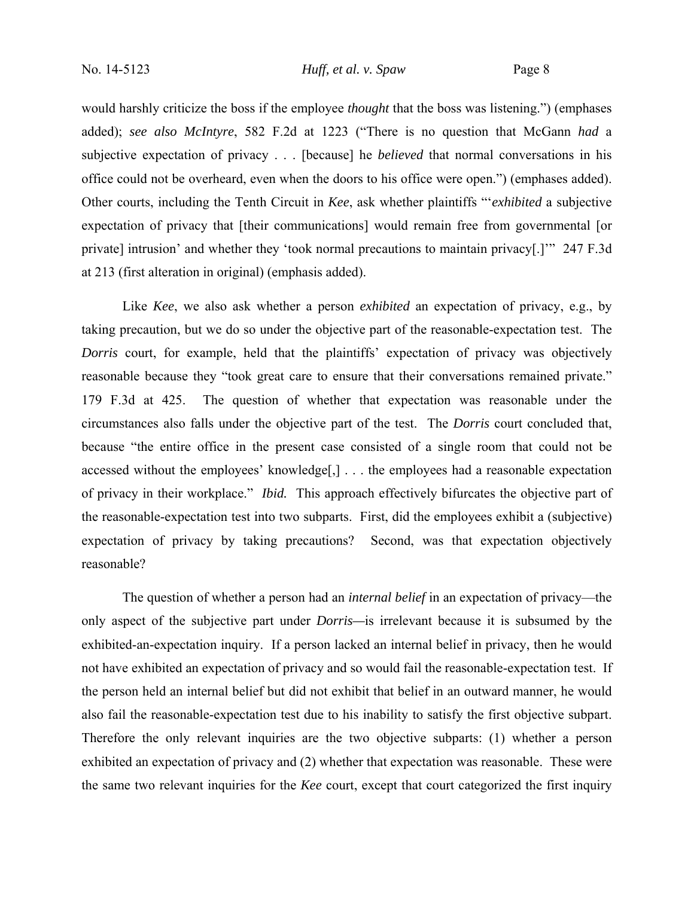would harshly criticize the boss if the employee *thought* that the boss was listening.") (emphases added); *see also McIntyre*, 582 F.2d at 1223 ("There is no question that McGann *had* a subjective expectation of privacy . . . [because] he *believed* that normal conversations in his office could not be overheard, even when the doors to his office were open.") (emphases added). Other courts, including the Tenth Circuit in *Kee*, ask whether plaintiffs "'*exhibited* a subjective expectation of privacy that [their communications] would remain free from governmental [or private] intrusion' and whether they 'took normal precautions to maintain privacy[.]'" 247 F.3d at 213 (first alteration in original) (emphasis added).

Like *Kee*, we also ask whether a person *exhibited* an expectation of privacy, e.g., by taking precaution, but we do so under the objective part of the reasonable-expectation test. The *Dorris* court, for example, held that the plaintiffs' expectation of privacy was objectively reasonable because they "took great care to ensure that their conversations remained private." 179 F.3d at 425. The question of whether that expectation was reasonable under the circumstances also falls under the objective part of the test. The *Dorris* court concluded that, because "the entire office in the present case consisted of a single room that could not be accessed without the employees' knowledge[,] . . . the employees had a reasonable expectation of privacy in their workplace." *Ibid.* This approach effectively bifurcates the objective part of the reasonable-expectation test into two subparts. First, did the employees exhibit a (subjective) expectation of privacy by taking precautions? Second, was that expectation objectively reasonable?

The question of whether a person had an *internal belief* in an expectation of privacy—the only aspect of the subjective part under *Dorris*—is irrelevant because it is subsumed by the exhibited-an-expectation inquiry. If a person lacked an internal belief in privacy, then he would not have exhibited an expectation of privacy and so would fail the reasonable-expectation test. If the person held an internal belief but did not exhibit that belief in an outward manner, he would also fail the reasonable-expectation test due to his inability to satisfy the first objective subpart. Therefore the only relevant inquiries are the two objective subparts: (1) whether a person exhibited an expectation of privacy and (2) whether that expectation was reasonable. These were the same two relevant inquiries for the *Kee* court, except that court categorized the first inquiry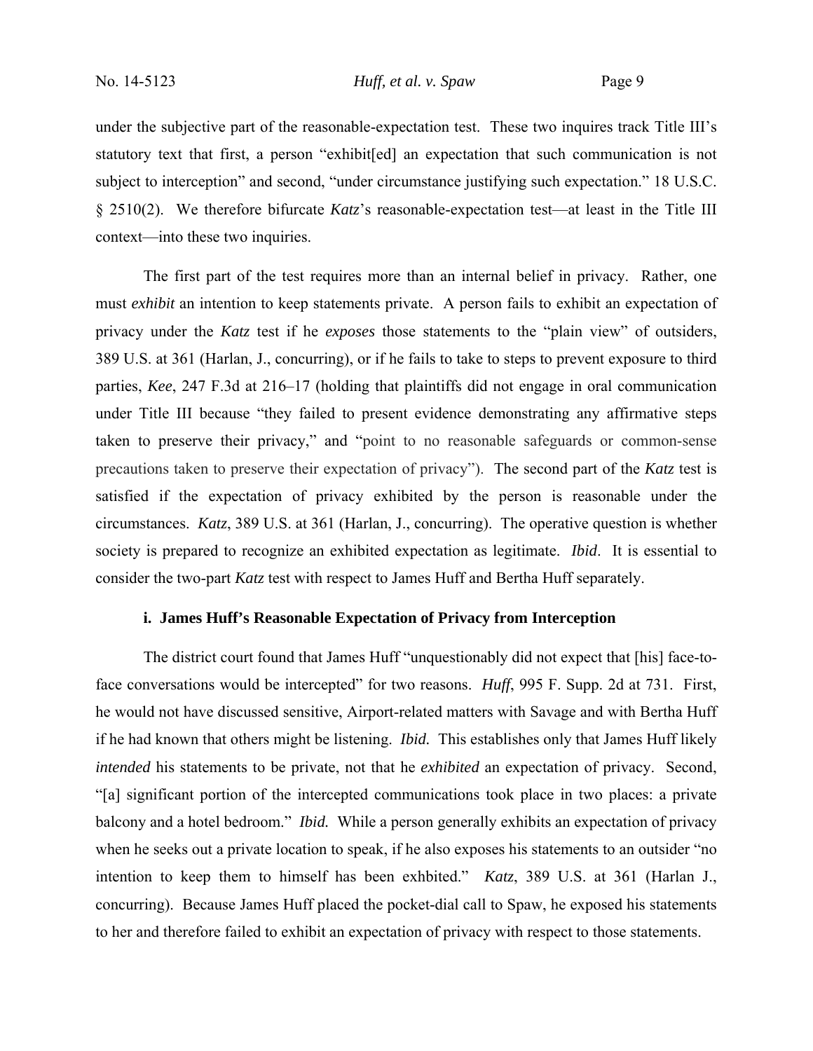under the subjective part of the reasonable-expectation test. These two inquires track Title III's statutory text that first, a person "exhibit[ed] an expectation that such communication is not subject to interception" and second, "under circumstance justifying such expectation." 18 U.S.C. § 2510(2). We therefore bifurcate *Katz*'s reasonable-expectation test—at least in the Title III context—into these two inquiries.

The first part of the test requires more than an internal belief in privacy. Rather, one must *exhibit* an intention to keep statements private. A person fails to exhibit an expectation of privacy under the *Katz* test if he *exposes* those statements to the "plain view" of outsiders, 389 U.S. at 361 (Harlan, J., concurring), or if he fails to take to steps to prevent exposure to third parties, *Kee*, 247 F.3d at 216–17 (holding that plaintiffs did not engage in oral communication under Title III because "they failed to present evidence demonstrating any affirmative steps taken to preserve their privacy," and "point to no reasonable safeguards or common-sense precautions taken to preserve their expectation of privacy"). The second part of the *Katz* test is satisfied if the expectation of privacy exhibited by the person is reasonable under the circumstances. *Katz*, 389 U.S. at 361 (Harlan, J., concurring). The operative question is whether society is prepared to recognize an exhibited expectation as legitimate. *Ibid*. It is essential to consider the two-part *Katz* test with respect to James Huff and Bertha Huff separately.

**i. James Huff's Reasonable Expectation of Privacy from Interception**

The district court found that James Huff "unquestionably did not expect that [his] face-to-face conversations would be intercepted" for two reasons. *Huff*, 995 F. Supp. 2d at 731. First, he would not have discussed sensitive, Airport-related matters with Savage and with Bertha Huff if he had known that others might be listening. *Ibid.* This establishes only that James Huff likely *intended* his statements to be private, not that he *exhibited* an expectation of privacy. Second, "[a] significant portion of the intercepted communications took place in two places: a private balcony and a hotel bedroom." *Ibid.* While a person generally exhibits an expectation of privacy when he seeks out a private location to speak, if he also exposes his statements to an outsider "no intention to keep them to himself has been exhbited." *Katz*, 389 U.S. at 361 (Harlan J., concurring). Because James Huff placed the pocket-dial call to Spaw, he exposed his statements to her and therefore failed to exhibit an expectation of privacy with respect to those statements.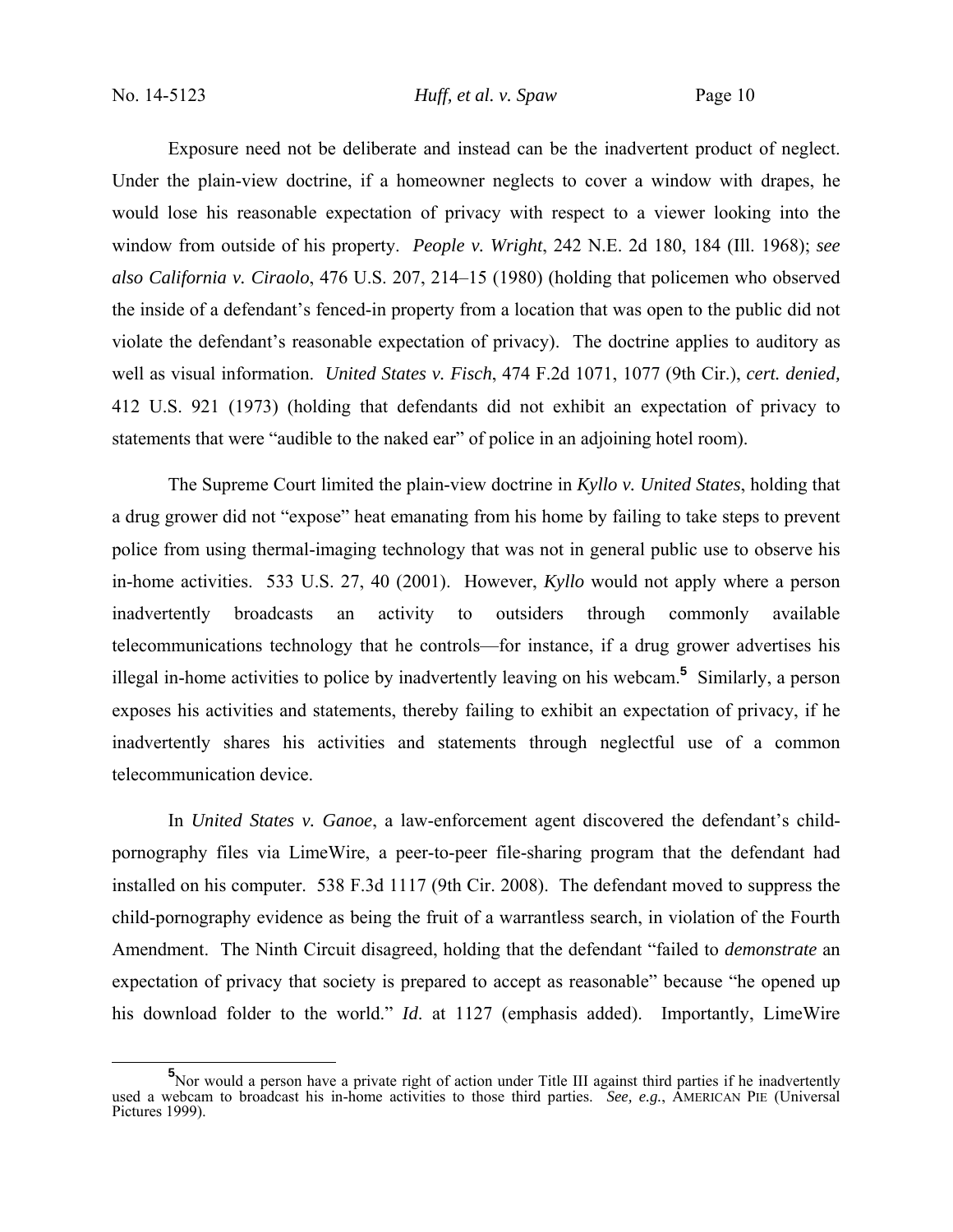Exposure need not be deliberate and instead can be the inadvertent product of neglect. Under the plain-view doctrine, if a homeowner neglects to cover a window with drapes, he would lose his reasonable expectation of privacy with respect to a viewer looking into the window from outside of his property. *People v. Wright*, 242 N.E. 2d 180, 184 (Ill. 1968); *see also California v. Ciraolo*, 476 U.S. 207, 214–15 (1980) (holding that policemen who observed the inside of a defendant's fenced-in property from a location that was open to the public did not violate the defendant's reasonable expectation of privacy). The doctrine applies to auditory as well as visual information. *United States v. Fisch*, 474 F.2d 1071, 1077 (9th Cir.), *cert. denied,* 412 U.S. 921 (1973) (holding that defendants did not exhibit an expectation of privacy to statements that were "audible to the naked ear" of police in an adjoining hotel room).

The Supreme Court limited the plain-view doctrine in *Kyllo v. United States*, holding that a drug grower did not "expose" heat emanating from his home by failing to take steps to prevent police from using thermal-imaging technology that was not in general public use to observe his in-home activities. 533 U.S. 27, 40 (2001). However, *Kyllo* would not apply where a person inadvertently broadcasts an activity to outsiders through commonly available telecommunications technology that he controls—for instance, if a drug grower advertises his illegal in-home activities to police by inadvertently leaving on his webcam.[5] Similarly, a person exposes his activities and statements, thereby failing to exhibit an expectation of privacy, if he inadvertently shares his activities and statements through neglectful use of a common telecommunication device.

In *United States v. Ganoe*, a law-enforcement agent discovered the defendant's child-pornography files via LimeWire, a peer-to-peer file-sharing program that the defendant had installed on his computer. 538 F.3d 1117 (9th Cir. 2008). The defendant moved to suppress the child-pornography evidence as being the fruit of a warrantless search, in violation of the Fourth Amendment. The Ninth Circuit disagreed, holding that the defendant "failed to *demonstrate* an expectation of privacy that society is prepared to accept as reasonable" because "he opened up his download folder to the world." *Id*. at 1127 (emphasis added). Importantly, LimeWire

---

[5] Nor would a person have a private right of action under Title III against third parties if he inadvertently used a webcam to broadcast his in-home activities to those third parties. *See, e.g.*, AMERICAN PIE (Universal Pictures 1999).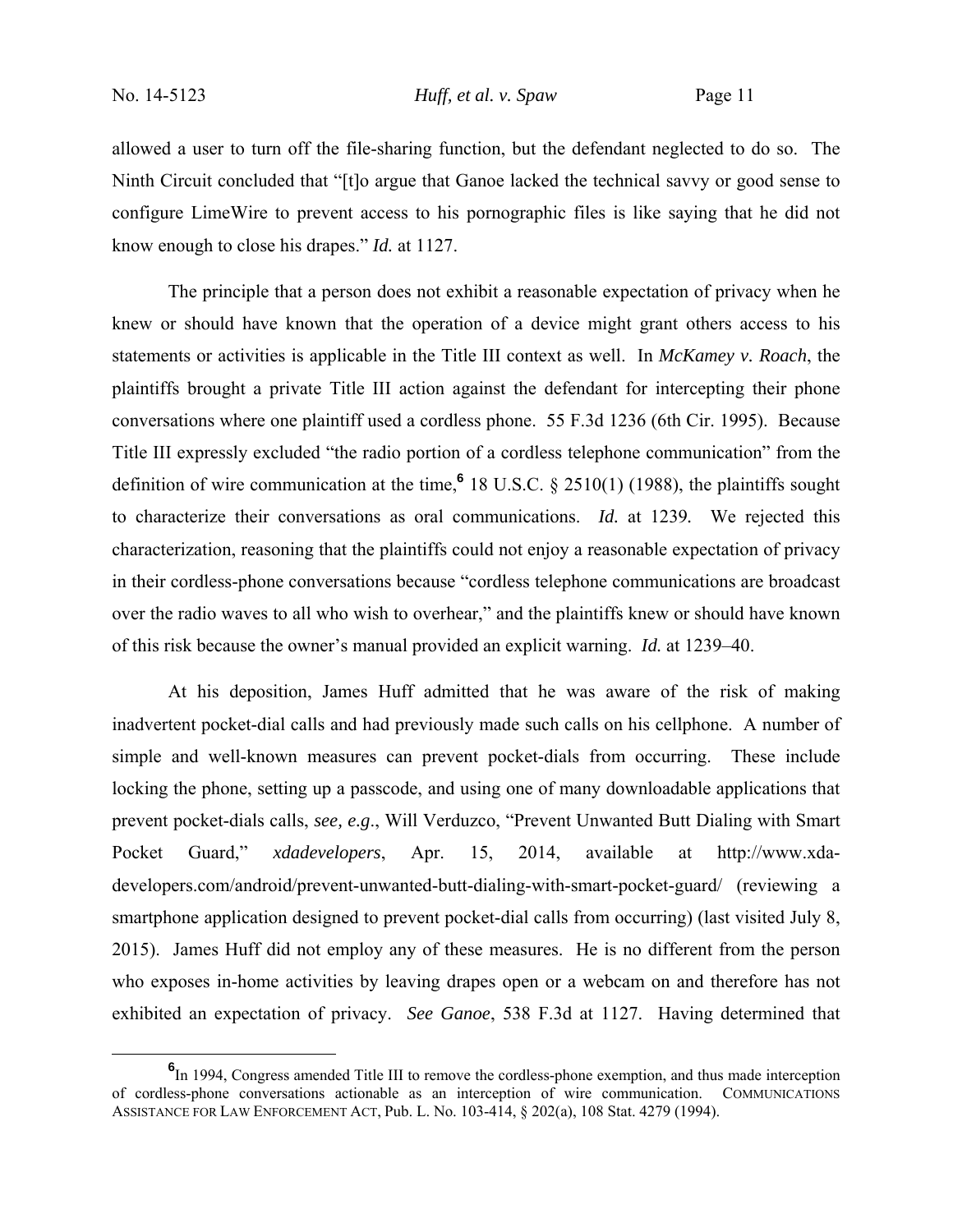allowed a user to turn off the file-sharing function, but the defendant neglected to do so. The Ninth Circuit concluded that "[t]o argue that Ganoe lacked the technical savvy or good sense to configure LimeWire to prevent access to his pornographic files is like saying that he did not know enough to close his drapes." *Id.* at 1127.

The principle that a person does not exhibit a reasonable expectation of privacy when he knew or should have known that the operation of a device might grant others access to his statements or activities is applicable in the Title III context as well. In *McKamey v. Roach*, the plaintiffs brought a private Title III action against the defendant for intercepting their phone conversations where one plaintiff used a cordless phone. 55 F.3d 1236 (6th Cir. 1995). Because Title III expressly excluded "the radio portion of a cordless telephone communication" from the definition of wire communication at the time,[6] 18 U.S.C. § 2510(1) (1988), the plaintiffs sought to characterize their conversations as oral communications. *Id.* at 1239. We rejected this characterization, reasoning that the plaintiffs could not enjoy a reasonable expectation of privacy in their cordless-phone conversations because "cordless telephone communications are broadcast over the radio waves to all who wish to overhear," and the plaintiffs knew or should have known of this risk because the owner's manual provided an explicit warning. *Id.* at 1239–40.

At his deposition, James Huff admitted that he was aware of the risk of making inadvertent pocket-dial calls and had previously made such calls on his cellphone. A number of simple and well-known measures can prevent pocket-dials from occurring. These include locking the phone, setting up a passcode, and using one of many downloadable applications that prevent pocket-dials calls, *see, e.g.*, Will Verduzco, "Prevent Unwanted Butt Dialing with Smart Pocket Guard," *xdadevelopers*, Apr. 15, 2014, available at http://www.xda-developers.com/android/prevent-unwanted-butt-dialing-with-smart-pocket-guard/ (reviewing a smartphone application designed to prevent pocket-dial calls from occurring) (last visited July 8, 2015). James Huff did not employ any of these measures. He is no different from the person who exposes in-home activities by leaving drapes open or a webcam on and therefore has not exhibited an expectation of privacy. *See Ganoe*, 538 F.3d at 1127. Having determined that

[6] In 1994, Congress amended Title III to remove the cordless-phone exemption, and thus made interception of cordless-phone conversations actionable as an interception of wire communication. COMMUNICATIONS ASSISTANCE FOR LAW ENFORCEMENT ACT, Pub. L. No. 103-414, § 202(a), 108 Stat. 4279 (1994).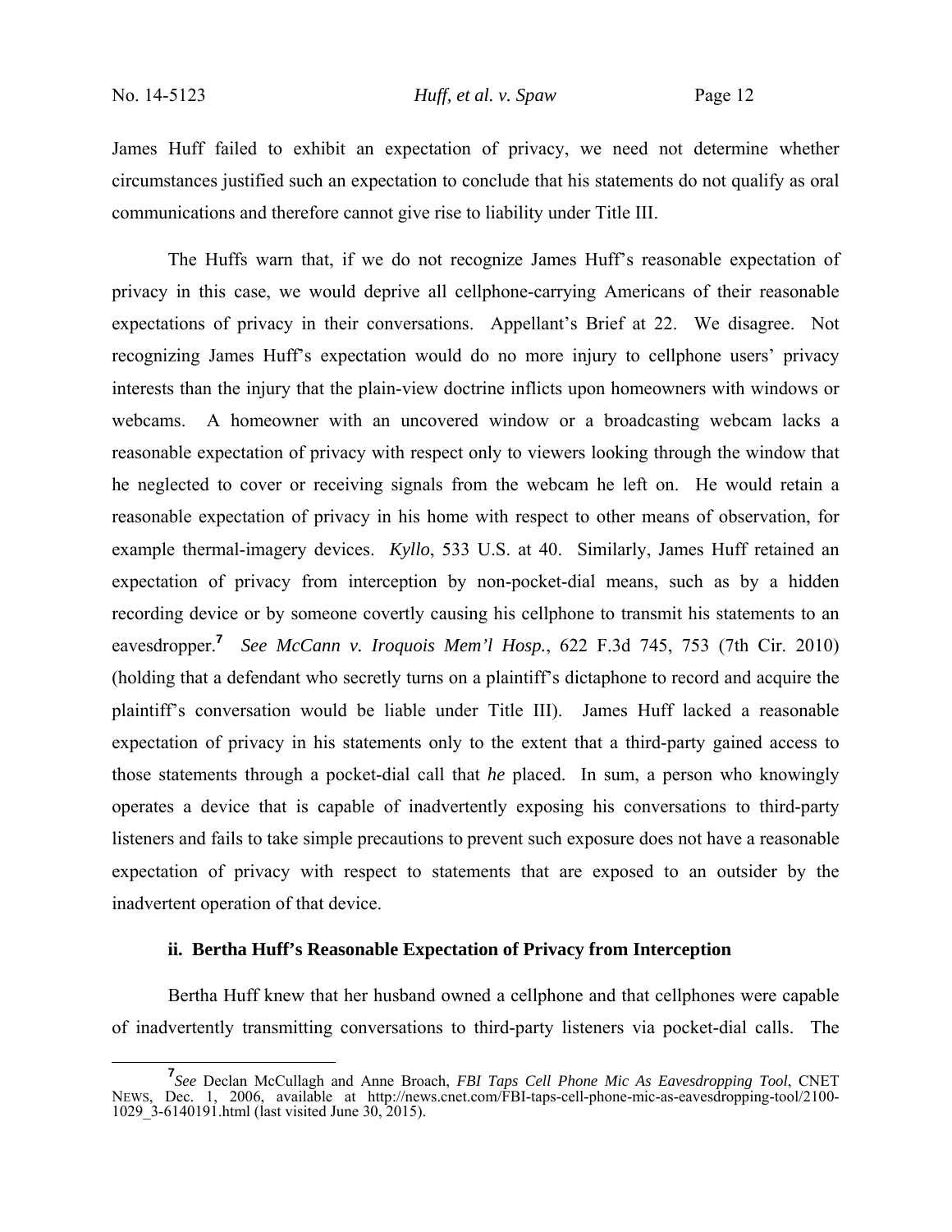James Huff failed to exhibit an expectation of privacy, we need not determine whether circumstances justified such an expectation to conclude that his statements do not qualify as oral communications and therefore cannot give rise to liability under Title III.

The Huffs warn that, if we do not recognize James Huff's reasonable expectation of privacy in this case, we would deprive all cellphone-carrying Americans of their reasonable expectations of privacy in their conversations. Appellant's Brief at 22. We disagree. Not recognizing James Huff's expectation would do no more injury to cellphone users' privacy interests than the injury that the plain-view doctrine inflicts upon homeowners with windows or webcams. A homeowner with an uncovered window or a broadcasting webcam lacks a reasonable expectation of privacy with respect only to viewers looking through the window that he neglected to cover or receiving signals from the webcam he left on. He would retain a reasonable expectation of privacy in his home with respect to other means of observation, for example thermal-imagery devices. *Kyllo*, 533 U.S. at 40. Similarly, James Huff retained an expectation of privacy from interception by non-pocket-dial means, such as by a hidden recording device or by someone covertly causing his cellphone to transmit his statements to an eavesdropper.[7] *See McCann v. Iroquois Mem'l Hosp.*, 622 F.3d 745, 753 (7th Cir. 2010) (holding that a defendant who secretly turns on a plaintiff's dictaphone to record and acquire the plaintiff's conversation would be liable under Title III). James Huff lacked a reasonable expectation of privacy in his statements only to the extent that a third-party gained access to those statements through a pocket-dial call that *he* placed. In sum, a person who knowingly operates a device that is capable of inadvertently exposing his conversations to third-party listeners and fails to take simple precautions to prevent such exposure does not have a reasonable expectation of privacy with respect to statements that are exposed to an outsider by the inadvertent operation of that device.

#### ii. Bertha Huff's Reasonable Expectation of Privacy from Interception

Bertha Huff knew that her husband owned a cellphone and that cellphones were capable of inadvertently transmitting conversations to third-party listeners via pocket-dial calls. The

---

[7] *See* Declan McCullagh and Anne Broach, *FBI Taps Cell Phone Mic As Eavesdropping Tool*, CNET NEWS, Dec. 1, 2006, available at http://news.cnet.com/FBI-taps-cell-phone-mic-as-eavesdropping-tool/2100-1029_3-6140191.html (last visited June 30, 2015).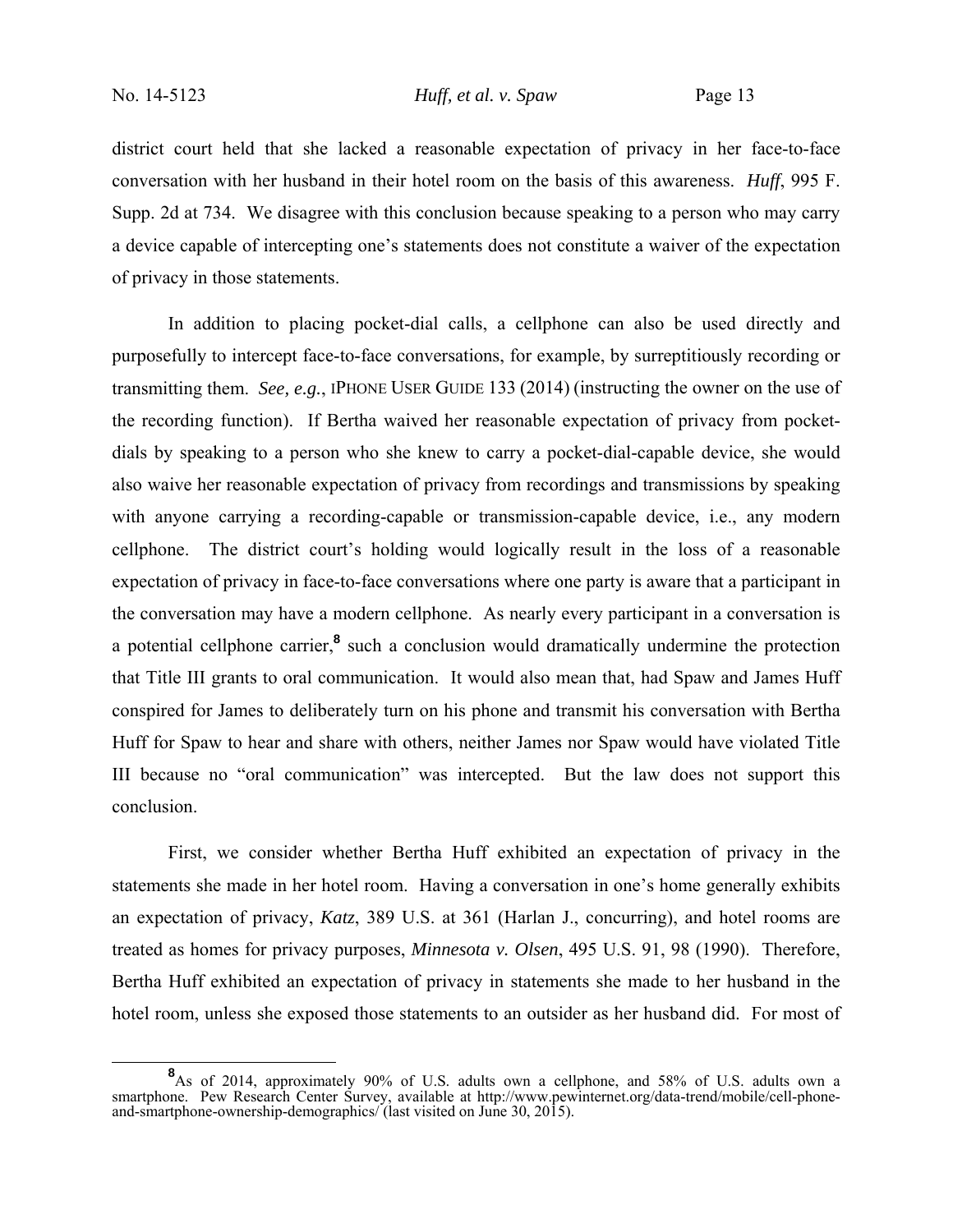district court held that she lacked a reasonable expectation of privacy in her face-to-face conversation with her husband in their hotel room on the basis of this awareness. *Huff*, 995 F. Supp. 2d at 734. We disagree with this conclusion because speaking to a person who may carry a device capable of intercepting one's statements does not constitute a waiver of the expectation of privacy in those statements.

In addition to placing pocket-dial calls, a cellphone can also be used directly and purposefully to intercept face-to-face conversations, for example, by surreptitiously recording or transmitting them. *See, e.g.*, IPHONE USER GUIDE 133 (2014) (instructing the owner on the use of the recording function). If Bertha waived her reasonable expectation of privacy from pocket-dials by speaking to a person who she knew to carry a pocket-dial-capable device, she would also waive her reasonable expectation of privacy from recordings and transmissions by speaking with anyone carrying a recording-capable or transmission-capable device, i.e., any modern cellphone. The district court's holding would logically result in the loss of a reasonable expectation of privacy in face-to-face conversations where one party is aware that a participant in the conversation may have a modern cellphone. As nearly every participant in a conversation is a potential cellphone carrier,[8] such a conclusion would dramatically undermine the protection that Title III grants to oral communication. It would also mean that, had Spaw and James Huff conspired for James to deliberately turn on his phone and transmit his conversation with Bertha Huff for Spaw to hear and share with others, neither James nor Spaw would have violated Title III because no "oral communication" was intercepted. But the law does not support this conclusion.

First, we consider whether Bertha Huff exhibited an expectation of privacy in the statements she made in her hotel room. Having a conversation in one's home generally exhibits an expectation of privacy, *Katz*, 389 U.S. at 361 (Harlan J., concurring), and hotel rooms are treated as homes for privacy purposes, *Minnesota v. Olsen*, 495 U.S. 91, 98 (1990). Therefore, Bertha Huff exhibited an expectation of privacy in statements she made to her husband in the hotel room, unless she exposed those statements to an outsider as her husband did. For most of

---

[8] As of 2014, approximately 90% of U.S. adults own a cellphone, and 58% of U.S. adults own a smartphone. Pew Research Center Survey, available at http://www.pewinternet.org/data-trend/mobile/cell-phone-and-smartphone-ownership-demographics/ (last visited on June 30, 2015).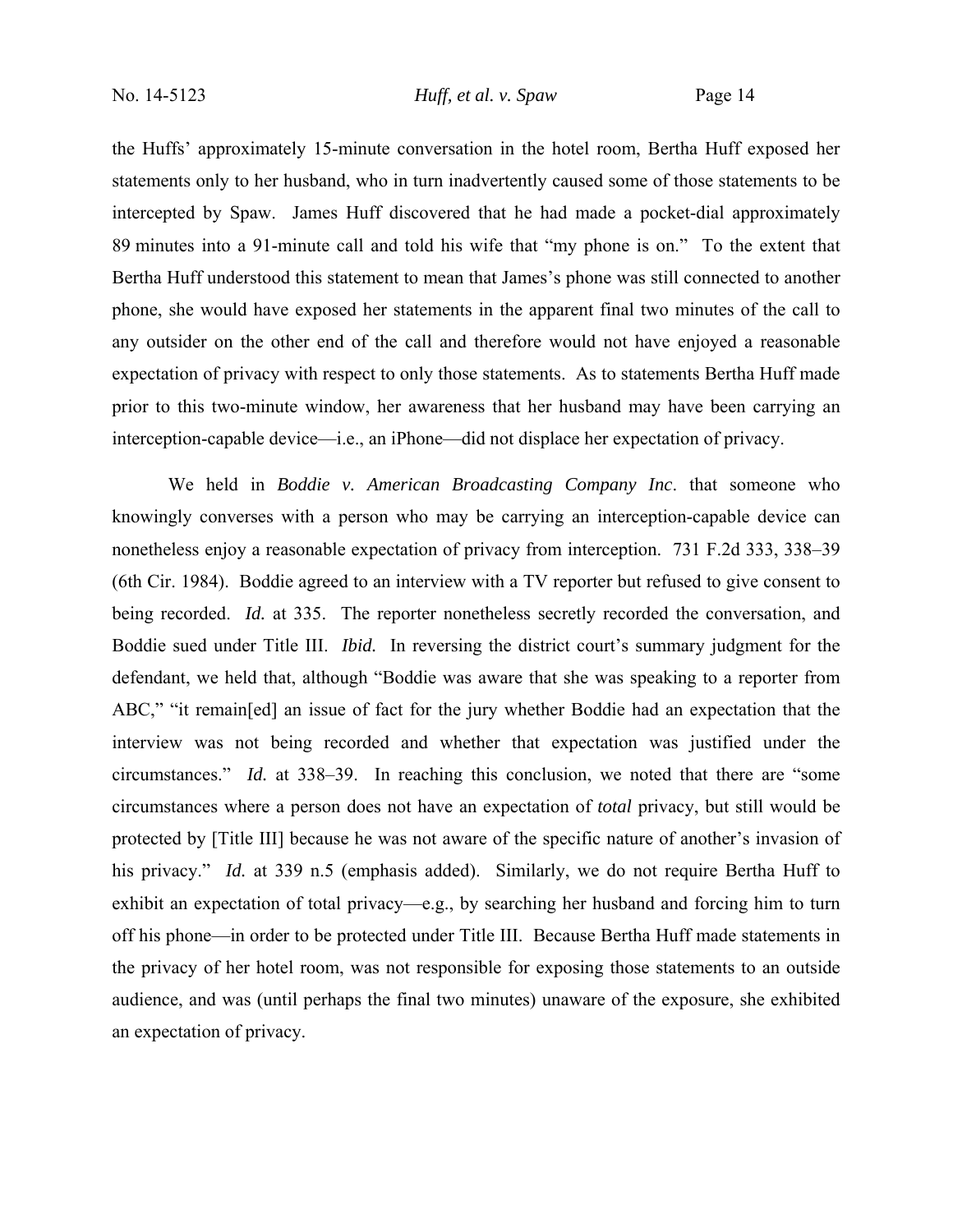the Huffs' approximately 15-minute conversation in the hotel room, Bertha Huff exposed her statements only to her husband, who in turn inadvertently caused some of those statements to be intercepted by Spaw. James Huff discovered that he had made a pocket-dial approximately 89 minutes into a 91-minute call and told his wife that "my phone is on." To the extent that Bertha Huff understood this statement to mean that James's phone was still connected to another phone, she would have exposed her statements in the apparent final two minutes of the call to any outsider on the other end of the call and therefore would not have enjoyed a reasonable expectation of privacy with respect to only those statements. As to statements Bertha Huff made prior to this two-minute window, her awareness that her husband may have been carrying an interception-capable device—i.e., an iPhone—did not displace her expectation of privacy.

We held in *Boddie v. American Broadcasting Company Inc*. that someone who knowingly converses with a person who may be carrying an interception-capable device can nonetheless enjoy a reasonable expectation of privacy from interception. 731 F.2d 333, 338–39 (6th Cir. 1984). Boddie agreed to an interview with a TV reporter but refused to give consent to being recorded. *Id.* at 335. The reporter nonetheless secretly recorded the conversation, and Boddie sued under Title III. *Ibid.* In reversing the district court's summary judgment for the defendant, we held that, although "Boddie was aware that she was speaking to a reporter from ABC," "it remain[ed] an issue of fact for the jury whether Boddie had an expectation that the interview was not being recorded and whether that expectation was justified under the circumstances." *Id.* at 338–39. In reaching this conclusion, we noted that there are "some circumstances where a person does not have an expectation of *total* privacy, but still would be protected by [Title III] because he was not aware of the specific nature of another's invasion of his privacy." *Id.* at 339 n.5 (emphasis added). Similarly, we do not require Bertha Huff to exhibit an expectation of total privacy—e.g., by searching her husband and forcing him to turn off his phone—in order to be protected under Title III. Because Bertha Huff made statements in the privacy of her hotel room, was not responsible for exposing those statements to an outside audience, and was (until perhaps the final two minutes) unaware of the exposure, she exhibited an expectation of privacy.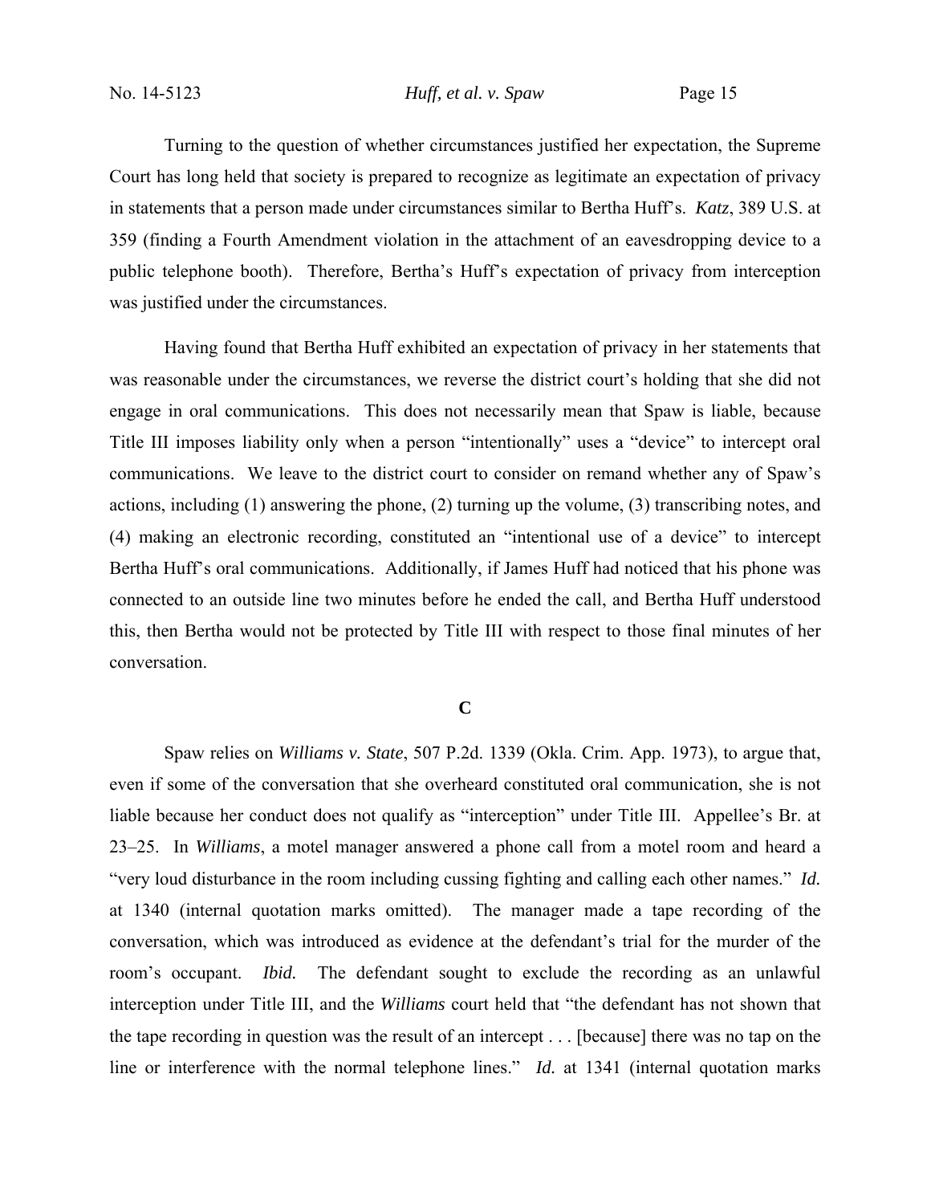Turning to the question of whether circumstances justified her expectation, the Supreme Court has long held that society is prepared to recognize as legitimate an expectation of privacy in statements that a person made under circumstances similar to Bertha Huff's. *Katz*, 389 U.S. at 359 (finding a Fourth Amendment violation in the attachment of an eavesdropping device to a public telephone booth). Therefore, Bertha's Huff's expectation of privacy from interception was justified under the circumstances.

Having found that Bertha Huff exhibited an expectation of privacy in her statements that was reasonable under the circumstances, we reverse the district court's holding that she did not engage in oral communications. This does not necessarily mean that Spaw is liable, because Title III imposes liability only when a person "intentionally" uses a "device" to intercept oral communications. We leave to the district court to consider on remand whether any of Spaw's actions, including (1) answering the phone, (2) turning up the volume, (3) transcribing notes, and (4) making an electronic recording, constituted an "intentional use of a device" to intercept Bertha Huff's oral communications. Additionally, if James Huff had noticed that his phone was connected to an outside line two minutes before he ended the call, and Bertha Huff understood this, then Bertha would not be protected by Title III with respect to those final minutes of her conversation.

### C

Spaw relies on *Williams v. State*, 507 P.2d. 1339 (Okla. Crim. App. 1973), to argue that, even if some of the conversation that she overheard constituted oral communication, she is not liable because her conduct does not qualify as "interception" under Title III. Appellee's Br. at 23–25. In *Williams*, a motel manager answered a phone call from a motel room and heard a "very loud disturbance in the room including cussing fighting and calling each other names." *Id.* at 1340 (internal quotation marks omitted). The manager made a tape recording of the conversation, which was introduced as evidence at the defendant's trial for the murder of the room's occupant. *Ibid.* The defendant sought to exclude the recording as an unlawful interception under Title III, and the *Williams* court held that "the defendant has not shown that the tape recording in question was the result of an intercept . . . [because] there was no tap on the line or interference with the normal telephone lines." *Id.* at 1341 (internal quotation marks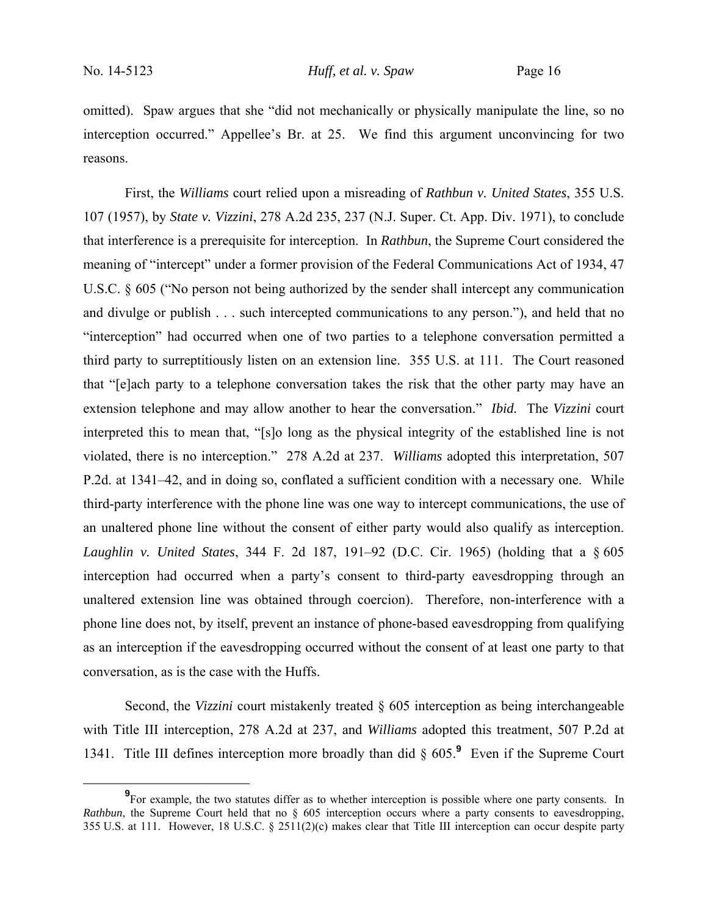omitted). Spaw argues that she "did not mechanically or physically manipulate the line, so no interception occurred." Appellee's Br. at 25. We find this argument unconvincing for two reasons.

First, the *Williams* court relied upon a misreading of *Rathbun v. United States*, 355 U.S. 107 (1957), by *State v. Vizzini*, 278 A.2d 235, 237 (N.J. Super. Ct. App. Div. 1971), to conclude that interference is a prerequisite for interception. In *Rathbun*, the Supreme Court considered the meaning of "intercept" under a former provision of the Federal Communications Act of 1934, 47 U.S.C. § 605 ("No person not being authorized by the sender shall intercept any communication and divulge or publish . . . such intercepted communications to any person."), and held that no "interception" had occurred when one of two parties to a telephone conversation permitted a third party to surreptitiously listen on an extension line. 355 U.S. at 111. The Court reasoned that "[e]ach party to a telephone conversation takes the risk that the other party may have an extension telephone and may allow another to hear the conversation." *Ibid.* The *Vizzini* court interpreted this to mean that, "[s]o long as the physical integrity of the established line is not violated, there is no interception." 278 A.2d at 237. *Williams* adopted this interpretation, 507 P.2d. at 1341–42, and in doing so, conflated a sufficient condition with a necessary one. While third-party interference with the phone line was one way to intercept communications, the use of an unaltered phone line without the consent of either party would also qualify as interception. *Laughlin v. United States*, 344 F. 2d 187, 191–92 (D.C. Cir. 1965) (holding that a § 605 interception had occurred when a party's consent to third-party eavesdropping through an unaltered extension line was obtained through coercion). Therefore, non-interference with a phone line does not, by itself, prevent an instance of phone-based eavesdropping from qualifying as an interception if the eavesdropping occurred without the consent of at least one party to that conversation, as is the case with the Huffs.

Second, the *Vizzini* court mistakenly treated § 605 interception as being interchangeable with Title III interception, 278 A.2d at 237, and *Williams* adopted this treatment, 507 P.2d at 1341. Title III defines interception more broadly than did § 605.[9] Even if the Supreme Court

---

[9] For example, the two statutes differ as to whether interception is possible where one party consents. In *Rathbun*, the Supreme Court held that no § 605 interception occurs where a party consents to eavesdropping, 355 U.S. at 111. However, 18 U.S.C. § 2511(2)(c) makes clear that Title III interception can occur despite party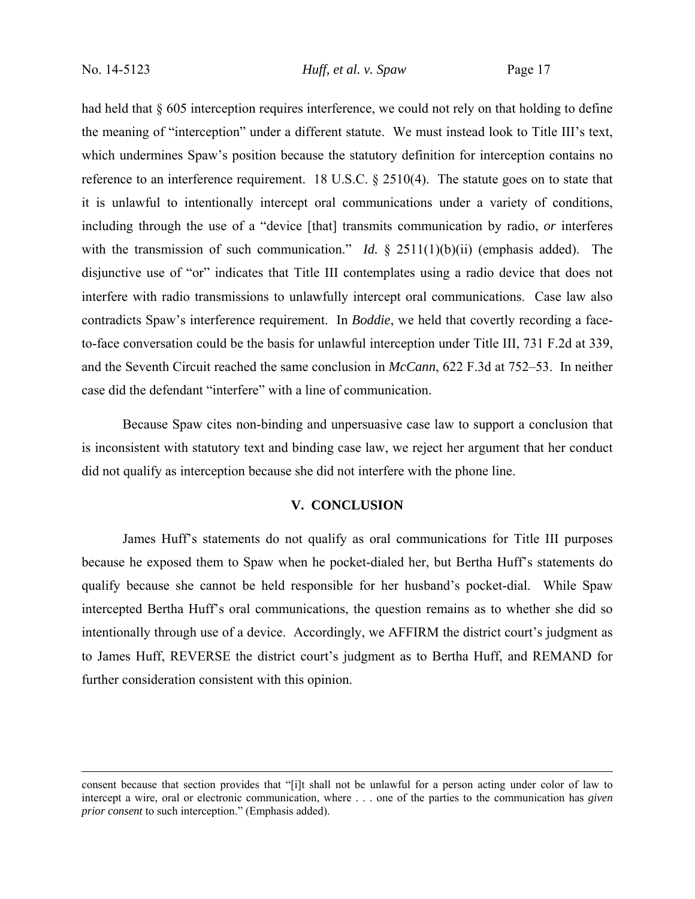had held that § 605 interception requires interference, we could not rely on that holding to define the meaning of "interception" under a different statute. We must instead look to Title III's text, which undermines Spaw's position because the statutory definition for interception contains no reference to an interference requirement. 18 U.S.C. § 2510(4). The statute goes on to state that it is unlawful to intentionally intercept oral communications under a variety of conditions, including through the use of a "device [that] transmits communication by radio, *or* interferes with the transmission of such communication." *Id.* § 2511(1)(b)(ii) (emphasis added). The disjunctive use of "or" indicates that Title III contemplates using a radio device that does not interfere with radio transmissions to unlawfully intercept oral communications. Case law also contradicts Spaw's interference requirement. In *Boddie*, we held that covertly recording a face-to-face conversation could be the basis for unlawful interception under Title III, 731 F.2d at 339, and the Seventh Circuit reached the same conclusion in *McCann*, 622 F.3d at 752–53. In neither case did the defendant "interfere" with a line of communication.

Because Spaw cites non-binding and unpersuasive case law to support a conclusion that is inconsistent with statutory text and binding case law, we reject her argument that her conduct did not qualify as interception because she did not interfere with the phone line.

## V. CONCLUSION

James Huff's statements do not qualify as oral communications for Title III purposes because he exposed them to Spaw when he pocket-dialed her, but Bertha Huff's statements do qualify because she cannot be held responsible for her husband's pocket-dial. While Spaw intercepted Bertha Huff's oral communications, the question remains as to whether she did so intentionally through use of a device. Accordingly, we AFFIRM the district court's judgment as to James Huff, REVERSE the district court's judgment as to Bertha Huff, and REMAND for further consideration consistent with this opinion.

---

consent because that section provides that "[i]t shall not be unlawful for a person acting under color of law to intercept a wire, oral or electronic communication, where . . . one of the parties to the communication has *given prior consent* to such interception." (Emphasis added).